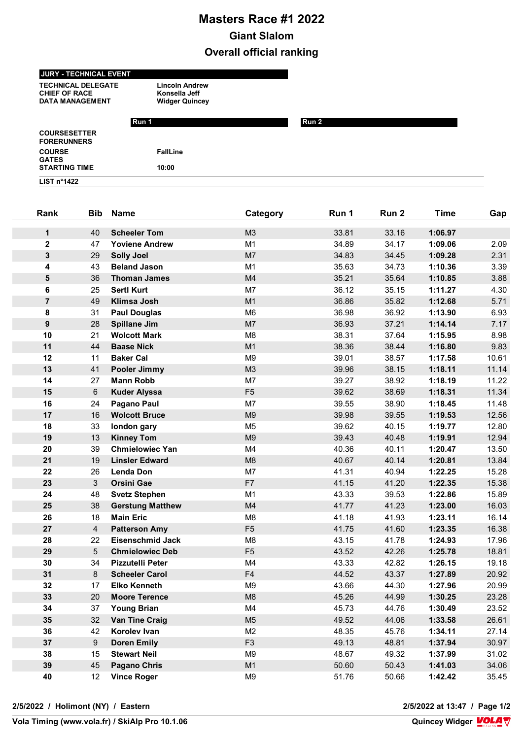# Masters Race #1 2022

## Giant Slalom

## Overall official ranking

| JURY - TECHNICAL EVENT | |
|---|---|
| TECHNICAL DELEGATE | Lincoln Andrew |
| CHIEF OF RACE | Konsella Jeff |
| DATA MANAGEMENT | Widger Quincey |

| | Run 1 | Run 2 |
|---|---|---|
| COURSESETTER | | |
| FORERUNNERS | | |
| COURSE | FallLine | |
| GATES | | |
| STARTING TIME | 10:00 | |

**LIST n°1422**

| Rank | Bib | Name | Category | Run 1 | Run 2 | Time | Gap |
|---|---|---|---|---|---|---|---|
| 1 | 40 | Scheeler Tom | M3 | 33.81 | 33.16 | 1:06.97 | |
| 2 | 47 | Yoviene Andrew | M1 | 34.89 | 34.17 | 1:09.06 | 2.09 |
| 3 | 29 | Solly Joel | M7 | 34.83 | 34.45 | 1:09.28 | 2.31 |
| 4 | 43 | Beland Jason | M1 | 35.63 | 34.73 | 1:10.36 | 3.39 |
| 5 | 36 | Thoman James | M4 | 35.21 | 35.64 | 1:10.85 | 3.88 |
| 6 | 25 | Sertl Kurt | M7 | 36.12 | 35.15 | 1:11.27 | 4.30 |
| 7 | 49 | Klimsa Josh | M1 | 36.86 | 35.82 | 1:12.68 | 5.71 |
| 8 | 31 | Paul Douglas | M6 | 36.98 | 36.92 | 1:13.90 | 6.93 |
| 9 | 28 | Spillane Jim | M7 | 36.93 | 37.21 | 1:14.14 | 7.17 |
| 10 | 21 | Wolcott Mark | M8 | 38.31 | 37.64 | 1:15.95 | 8.98 |
| 11 | 44 | Baase Nick | M1 | 38.36 | 38.44 | 1:16.80 | 9.83 |
| 12 | 11 | Baker Cal | M9 | 39.01 | 38.57 | 1:17.58 | 10.61 |
| 13 | 41 | Pooler Jimmy | M3 | 39.96 | 38.15 | 1:18.11 | 11.14 |
| 14 | 27 | Mann Robb | M7 | 39.27 | 38.92 | 1:18.19 | 11.22 |
| 15 | 6 | Kuder Alyssa | F5 | 39.62 | 38.69 | 1:18.31 | 11.34 |
| 16 | 24 | Pagano Paul | M7 | 39.55 | 38.90 | 1:18.45 | 11.48 |
| 17 | 16 | Wolcott Bruce | M9 | 39.98 | 39.55 | 1:19.53 | 12.56 |
| 18 | 33 | london gary | M5 | 39.62 | 40.15 | 1:19.77 | 12.80 |
| 19 | 13 | Kinney Tom | M9 | 39.43 | 40.48 | 1:19.91 | 12.94 |
| 20 | 39 | Chmielowiec Yan | M4 | 40.36 | 40.11 | 1:20.47 | 13.50 |
| 21 | 19 | Linsler Edward | M8 | 40.67 | 40.14 | 1:20.81 | 13.84 |
| 22 | 26 | Lenda Don | M7 | 41.31 | 40.94 | 1:22.25 | 15.28 |
| 23 | 3 | Orsini Gae | F7 | 41.15 | 41.20 | 1:22.35 | 15.38 |
| 24 | 48 | Svetz Stephen | M1 | 43.33 | 39.53 | 1:22.86 | 15.89 |
| 25 | 38 | Gerstung Matthew | M4 | 41.77 | 41.23 | 1:23.00 | 16.03 |
| 26 | 18 | Main Eric | M8 | 41.18 | 41.93 | 1:23.11 | 16.14 |
| 27 | 4 | Patterson Amy | F5 | 41.75 | 41.60 | 1:23.35 | 16.38 |
| 28 | 22 | Eisenschmid Jack | M8 | 43.15 | 41.78 | 1:24.93 | 17.96 |
| 29 | 5 | Chmielowiec Deb | F5 | 43.52 | 42.26 | 1:25.78 | 18.81 |
| 30 | 34 | Pizzutelli Peter | M4 | 43.33 | 42.82 | 1:26.15 | 19.18 |
| 31 | 8 | Scheeler Carol | F4 | 44.52 | 43.37 | 1:27.89 | 20.92 |
| 32 | 17 | Elko Kenneth | M9 | 43.66 | 44.30 | 1:27.96 | 20.99 |
| 33 | 20 | Moore Terence | M8 | 45.26 | 44.99 | 1:30.25 | 23.28 |
| 34 | 37 | Young Brian | M4 | 45.73 | 44.76 | 1:30.49 | 23.52 |
| 35 | 32 | Van Tine Craig | M5 | 49.52 | 44.06 | 1:33.58 | 26.61 |
| 36 | 42 | Korolev Ivan | M2 | 48.35 | 45.76 | 1:34.11 | 27.14 |
| 37 | 9 | Doren Emily | F3 | 49.13 | 48.81 | 1:37.94 | 30.97 |
| 38 | 15 | Stewart Neil | M9 | 48.67 | 49.32 | 1:37.99 | 31.02 |
| 39 | 45 | Pagano Chris | M1 | 50.60 | 50.43 | 1:41.03 | 34.06 |
| 40 | 12 | Vince Roger | M9 | 51.76 | 50.66 | 1:42.42 | 35.45 |

2/5/2022 / Holimont (NY) / Eastern

2/5/2022 at 13:47

Vola Timing (www.vola.fr) / SkiAlp Pro 10.1.06

Quincey Widger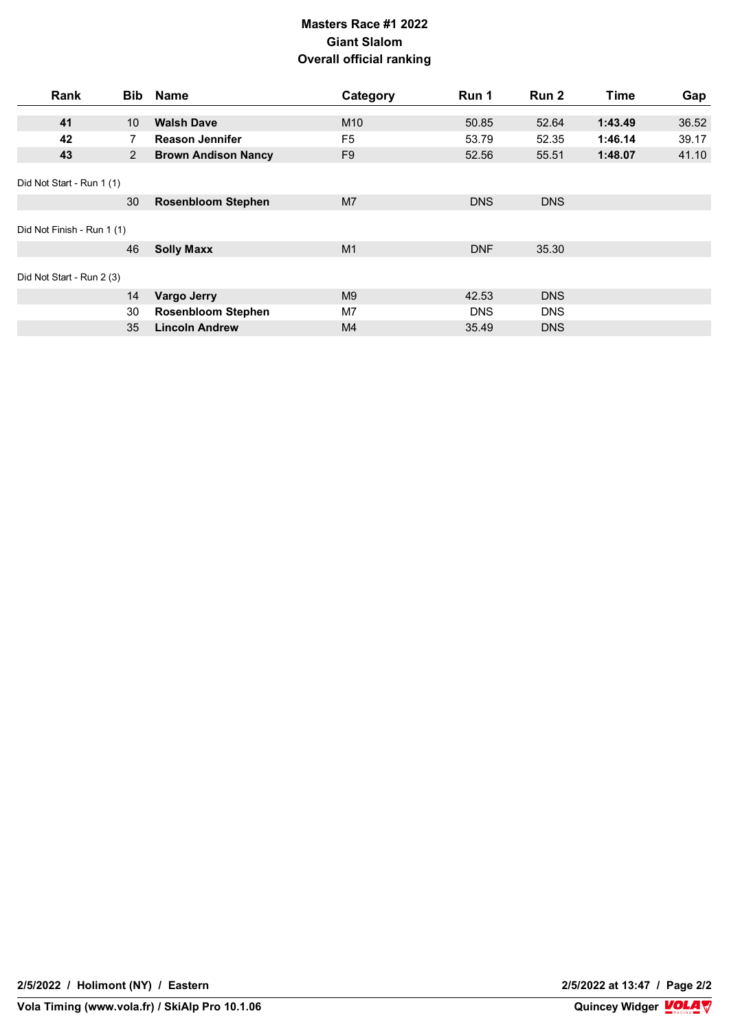**Masters Race #1 2022**
**Giant Slalom**
**Overall official ranking**

| Rank | Bib | Name | Category | Run 1 | Run 2 | Time | Gap |
|---|---|---|---|---|---|---|---|
| **41** | 10 | **Walsh Dave** | M10 | 50.85 | 52.64 | **1:43.49** | 36.52 |
| **42** | 7 | **Reason Jennifer** | F5 | 53.79 | 52.35 | **1:46.14** | 39.17 |
| **43** | 2 | **Brown Andison Nancy** | F9 | 52.56 | 55.51 | **1:48.07** | 41.10 |
| Did Not Start - Run 1 (1) | | | | | | | |
| | 30 | **Rosenbloom Stephen** | M7 | DNS | DNS | | |
| Did Not Finish - Run 1 (1) | | | | | | | |
| | 46 | **Solly Maxx** | M1 | DNF | 35.30 | | |
| Did Not Start - Run 2 (3) | | | | | | | |
| | 14 | **Vargo Jerry** | M9 | 42.53 | DNS | | |
| | 30 | **Rosenbloom Stephen** | M7 | DNS | DNS | | |
| | 35 | **Lincoln Andrew** | M4 | 35.49 | DNS | | |

**2/5/2022 / Holimont (NY) / Eastern**

**Vola Timing (www.vola.fr) / SkiAlp Pro 10.1.06**

**2/5/2022 at 13:47**

**Quincey Widger**